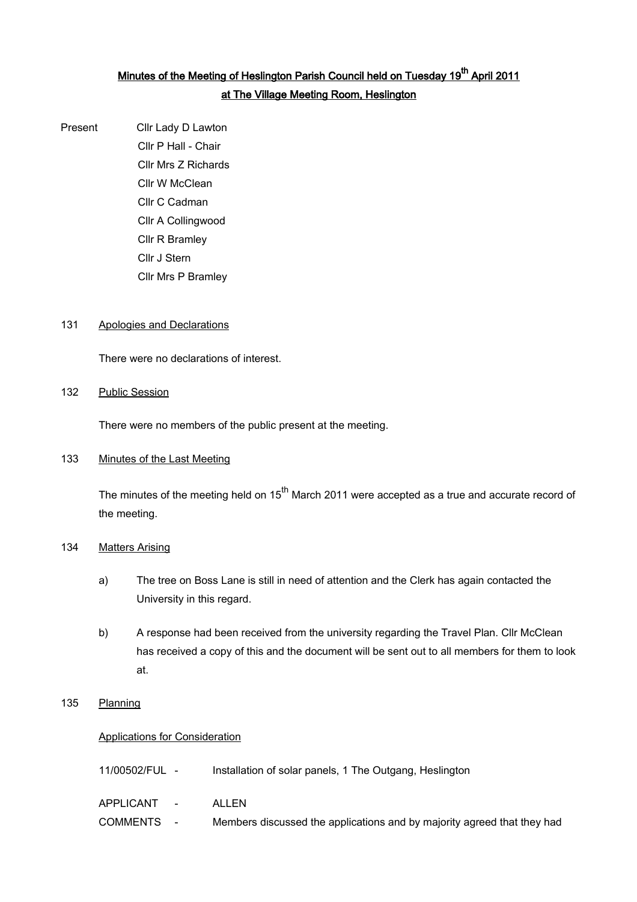# Minutes of the Meeting of Heslington Parish Council held on Tuesday 19th April 2011 at The Village Meeting Room, Heslington

Present
- Cllr Lady D Lawton
- Cllr P Hall - Chair
- Cllr Mrs Z Richards
- Cllr W McClean
- Cllr C Cadman
- Cllr A Collingwood
- Cllr R Bramley
- Cllr J Stern
- Cllr Mrs P Bramley

131 Apologies and Declarations

There were no declarations of interest.

132 Public Session

There were no members of the public present at the meeting.

133 Minutes of the Last Meeting

The minutes of the meeting held on 15th March 2011 were accepted as a true and accurate record of the meeting.

134 Matters Arising

a) The tree on Boss Lane is still in need of attention and the Clerk has again contacted the University in this regard.

b) A response had been received from the university regarding the Travel Plan. Cllr McClean has received a copy of this and the document will be sent out to all members for them to look at.

135 Planning

Applications for Consideration

11/00502/FUL - Installation of solar panels, 1 The Outgang, Heslington

APPLICANT - ALLEN

COMMENTS - Members discussed the applications and by majority agreed that they had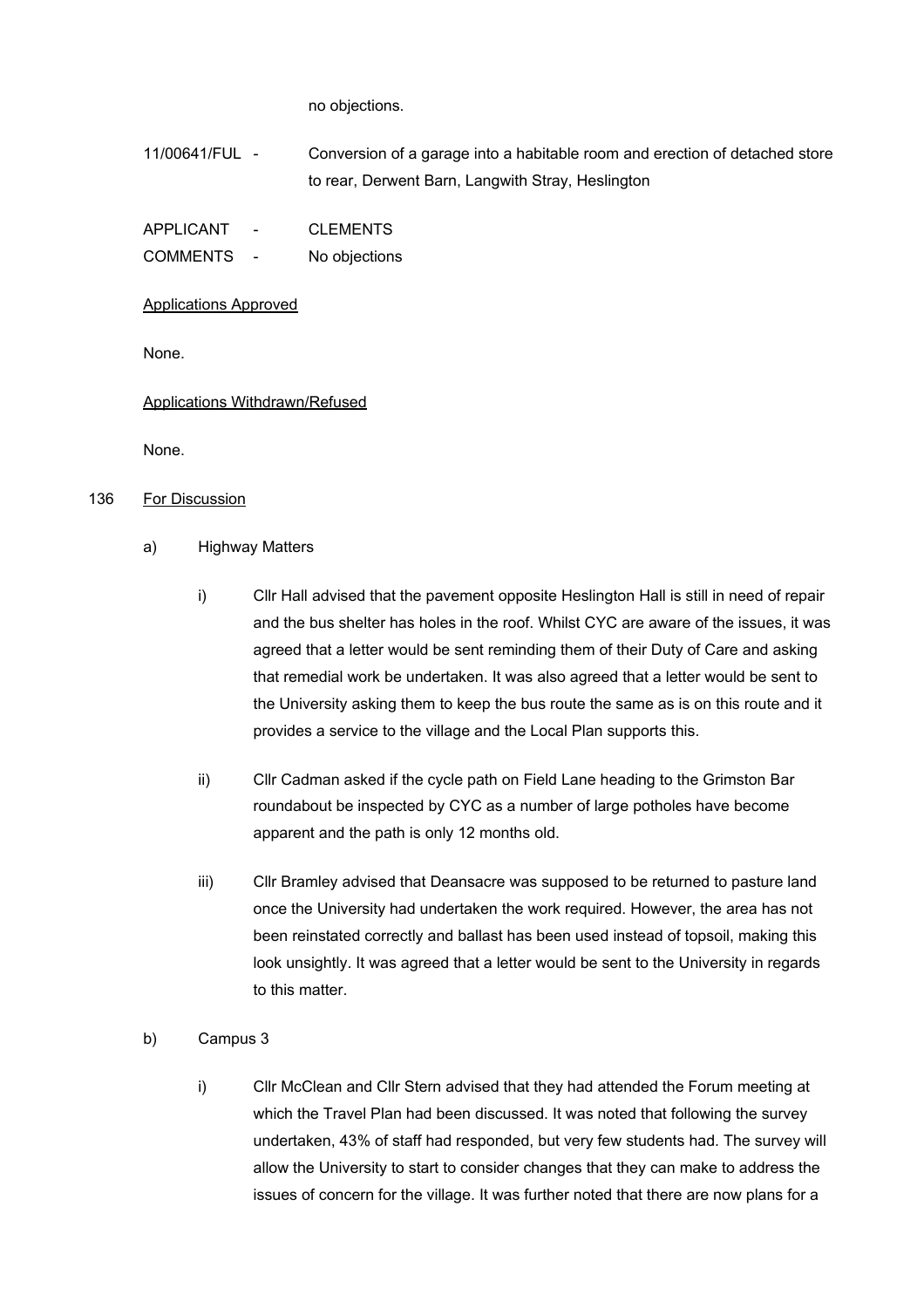no objections.

11/00641/FUL - Conversion of a garage into a habitable room and erection of detached store to rear, Derwent Barn, Langwith Stray, Heslington

APPLICANT - CLEMENTS
COMMENTS - No objections

<u>Applications Approved</u>

None.

<u>Applications Withdrawn/Refused</u>

None.

136 <u>For Discussion</u>

a) Highway Matters

i) Cllr Hall advised that the pavement opposite Heslington Hall is still in need of repair and the bus shelter has holes in the roof. Whilst CYC are aware of the issues, it was agreed that a letter would be sent reminding them of their Duty of Care and asking that remedial work be undertaken. It was also agreed that a letter would be sent to the University asking them to keep the bus route the same as is on this route and it provides a service to the village and the Local Plan supports this.

ii) Cllr Cadman asked if the cycle path on Field Lane heading to the Grimston Bar roundabout be inspected by CYC as a number of large potholes have become apparent and the path is only 12 months old.

iii) Cllr Bramley advised that Deansacre was supposed to be returned to pasture land once the University had undertaken the work required. However, the area has not been reinstated correctly and ballast has been used instead of topsoil, making this look unsightly. It was agreed that a letter would be sent to the University in regards to this matter.

b) Campus 3

i) Cllr McClean and Cllr Stern advised that they had attended the Forum meeting at which the Travel Plan had been discussed. It was noted that following the survey undertaken, 43% of staff had responded, but very few students had. The survey will allow the University to start to consider changes that they can make to address the issues of concern for the village. It was further noted that there are now plans for a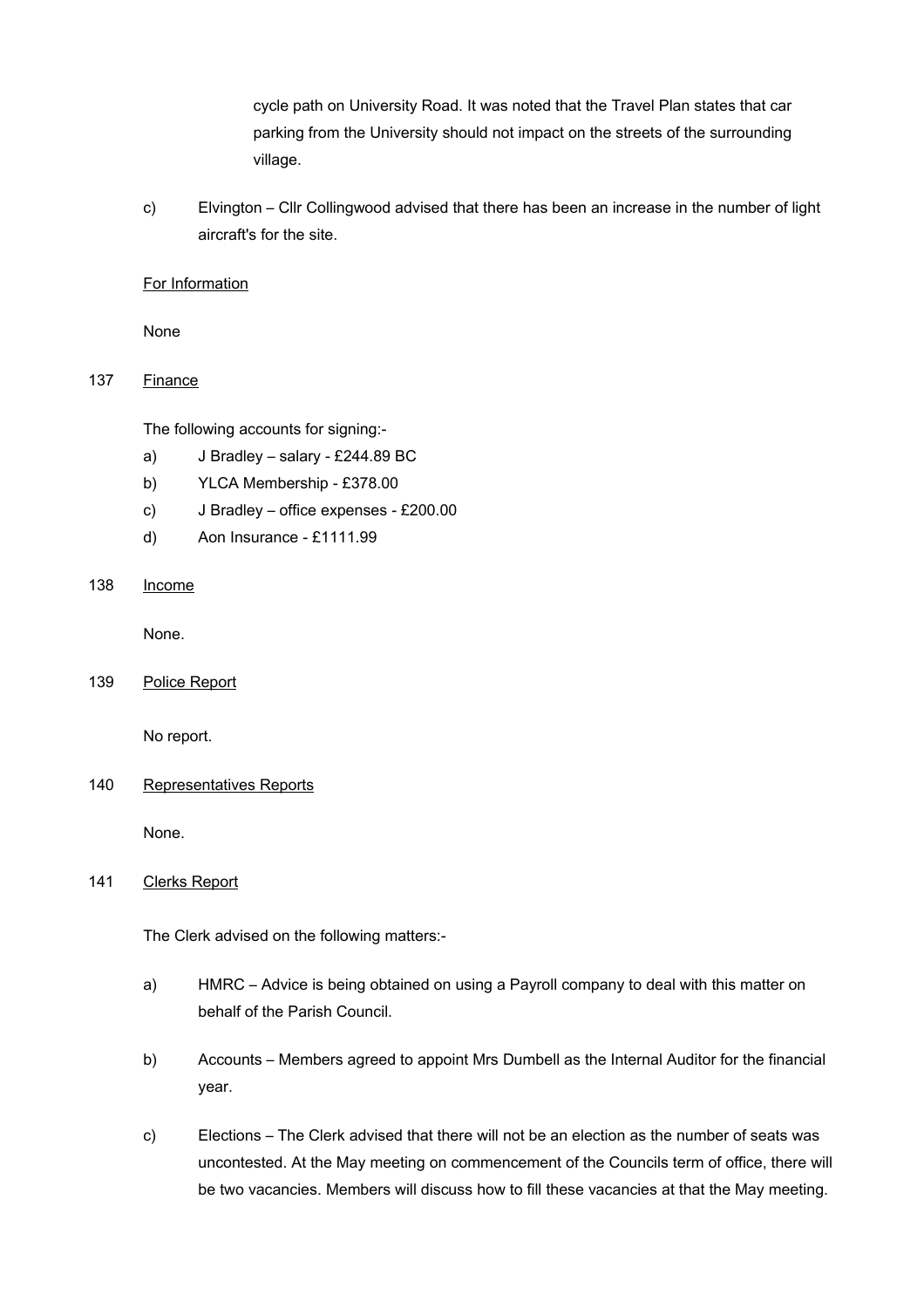cycle path on University Road. It was noted that the Travel Plan states that car parking from the University should not impact on the streets of the surrounding village.

c) Elvington – Cllr Collingwood advised that there has been an increase in the number of light aircraft's for the site.

For Information

None

137 Finance

The following accounts for signing:-

a) J Bradley – salary - £244.89 BC
b) YLCA Membership - £378.00
c) J Bradley – office expenses - £200.00
d) Aon Insurance - £1111.99

138 Income

None.

139 Police Report

No report.

140 Representatives Reports

None.

141 Clerks Report

The Clerk advised on the following matters:-

a) HMRC – Advice is being obtained on using a Payroll company to deal with this matter on behalf of the Parish Council.

b) Accounts – Members agreed to appoint Mrs Dumbell as the Internal Auditor for the financial year.

c) Elections – The Clerk advised that there will not be an election as the number of seats was uncontested. At the May meeting on commencement of the Councils term of office, there will be two vacancies. Members will discuss how to fill these vacancies at that the May meeting.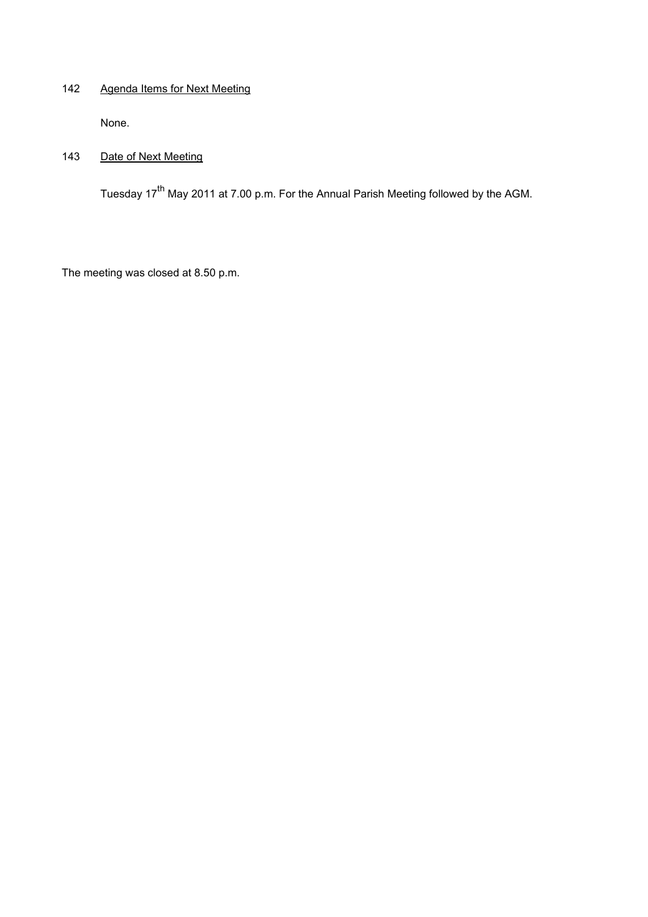142 Agenda Items for Next Meeting

None.

143 Date of Next Meeting

Tuesday 17th May 2011 at 7.00 p.m. For the Annual Parish Meeting followed by the AGM.

The meeting was closed at 8.50 p.m.